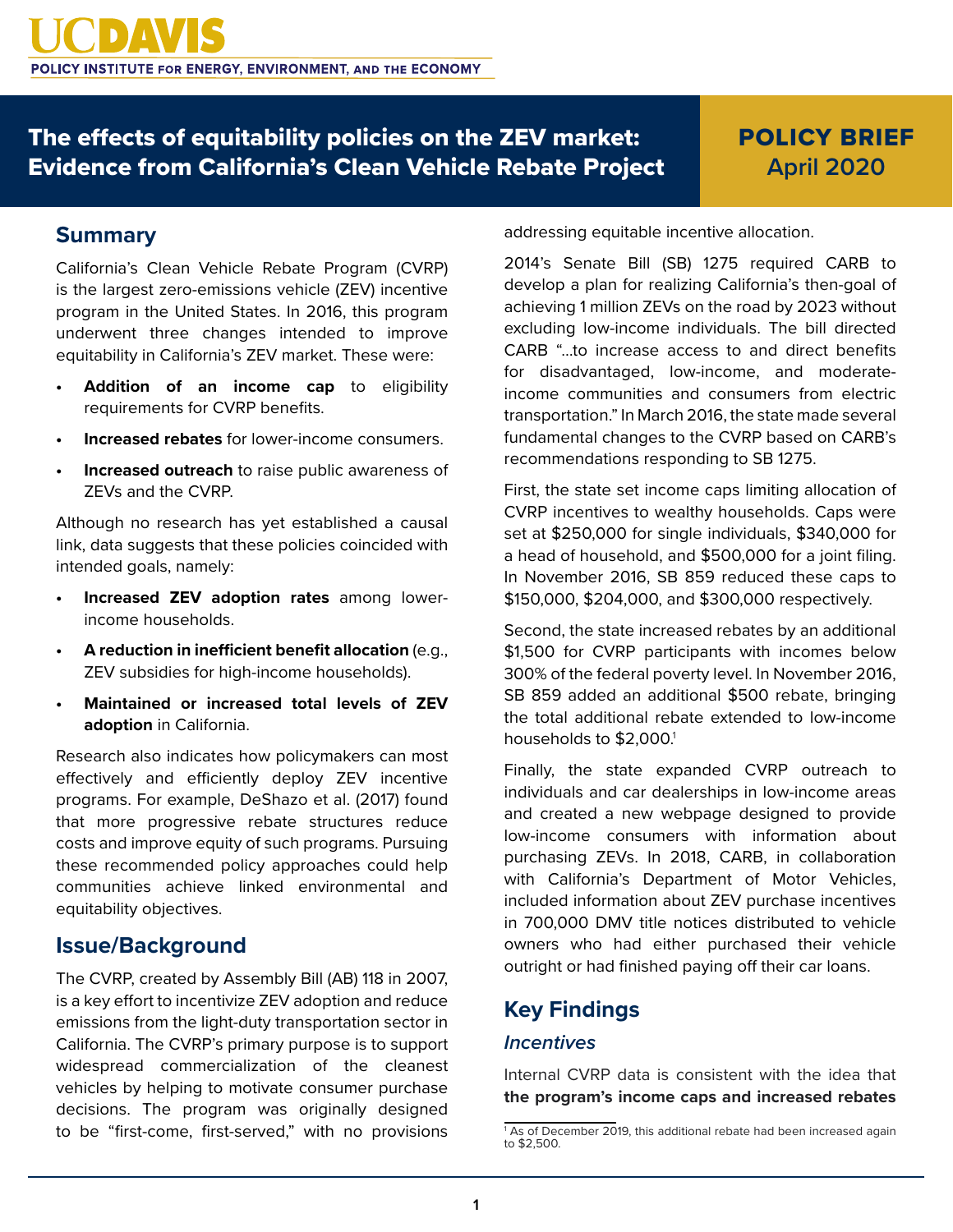UCDAVIS

POLICY INSTITUTE FOR ENERGY, ENVIRONMENT, AND THE ECONOMY

# The effects of equitability policies on the ZEV market: Evidence from California's Clean Vehicle Rebate Project

**POLICY BRIEF**
**April 2020**

## Summary

California's Clean Vehicle Rebate Program (CVRP) is the largest zero-emissions vehicle (ZEV) incentive program in the United States. In 2016, this program underwent three changes intended to improve equitability in California's ZEV market. These were:

- **Addition of an income cap** to eligibility requirements for CVRP benefits.
- **Increased rebates** for lower-income consumers.
- **Increased outreach** to raise public awareness of ZEVs and the CVRP.

Although no research has yet established a causal link, data suggests that these policies coincided with intended goals, namely:

- **Increased ZEV adoption rates** among lower-income households.
- **A reduction in inefficient benefit allocation** (e.g., ZEV subsidies for high-income households).
- **Maintained or increased total levels of ZEV adoption** in California.

Research also indicates how policymakers can most effectively and efficiently deploy ZEV incentive programs. For example, DeShazo et al. (2017) found that more progressive rebate structures reduce costs and improve equity of such programs. Pursuing these recommended policy approaches could help communities achieve linked environmental and equitability objectives.

## Issue/Background

The CVRP, created by Assembly Bill (AB) 118 in 2007, is a key effort to incentivize ZEV adoption and reduce emissions from the light-duty transportation sector in California. The CVRP's primary purpose is to support widespread commercialization of the cleanest vehicles by helping to motivate consumer purchase decisions. The program was originally designed to be "first-come, first-served," with no provisions addressing equitable incentive allocation.

2014's Senate Bill (SB) 1275 required CARB to develop a plan for realizing California's then-goal of achieving 1 million ZEVs on the road by 2023 without excluding low-income individuals. The bill directed CARB "...to increase access to and direct benefits for disadvantaged, low-income, and moderate-income communities and consumers from electric transportation." In March 2016, the state made several fundamental changes to the CVRP based on CARB's recommendations responding to SB 1275.

First, the state set income caps limiting allocation of CVRP incentives to wealthy households. Caps were set at $250,000 for single individuals, $340,000 for a head of household, and $500,000 for a joint filing. In November 2016, SB 859 reduced these caps to $150,000, $204,000, and $300,000 respectively.

Second, the state increased rebates by an additional $1,500 for CVRP participants with incomes below 300% of the federal poverty level. In November 2016, SB 859 added an additional $500 rebate, bringing the total additional rebate extended to low-income households to $2,000.[1]

Finally, the state expanded CVRP outreach to individuals and car dealerships in low-income areas and created a new webpage designed to provide low-income consumers with information about purchasing ZEVs. In 2018, CARB, in collaboration with California's Department of Motor Vehicles, included information about ZEV purchase incentives in 700,000 DMV title notices distributed to vehicle owners who had either purchased their vehicle outright or had finished paying off their car loans.

## Key Findings

### *Incentives*

Internal CVRP data is consistent with the idea that **the program's income caps and increased rebates**

[1] As of December 2019, this additional rebate had been increased again to $2,500.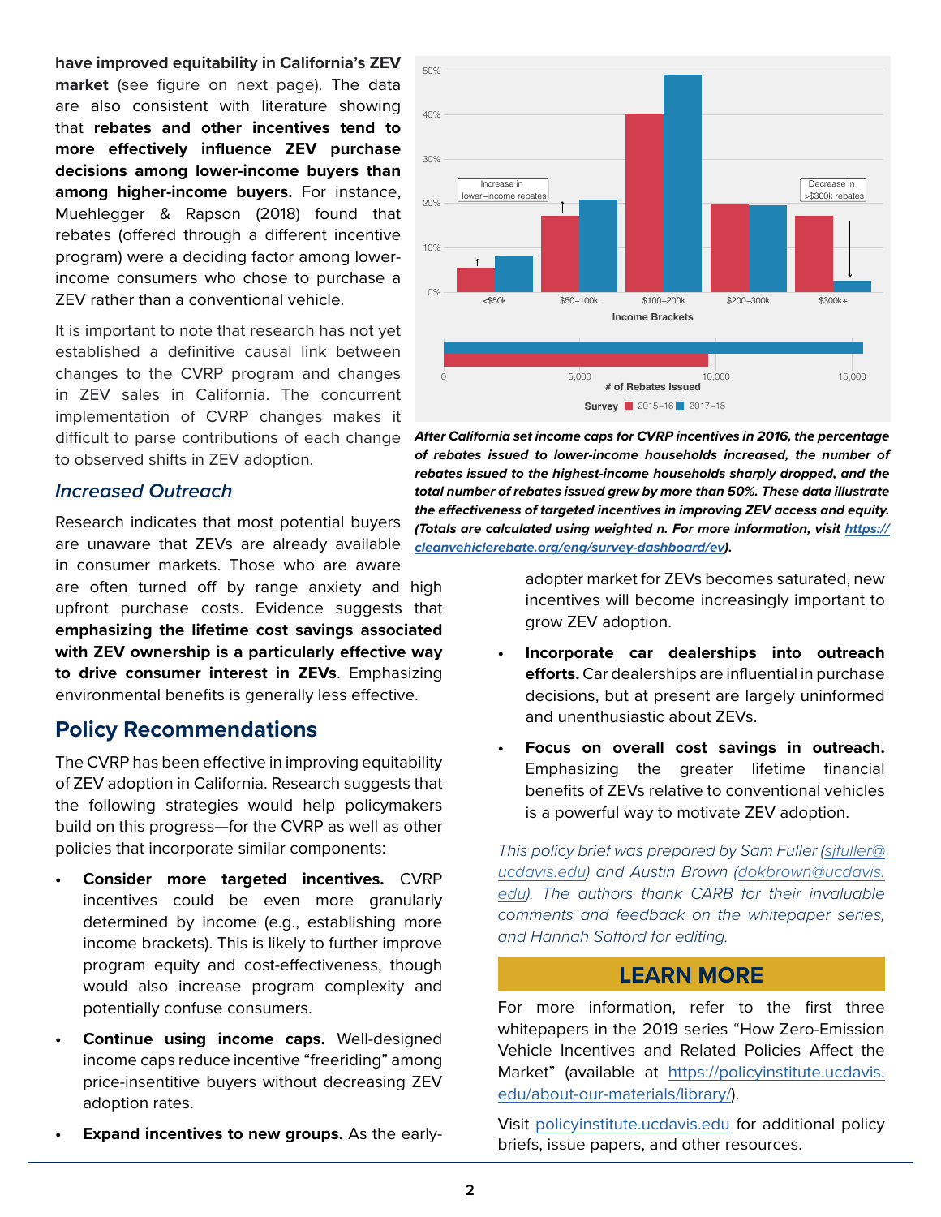have improved equitability in California's ZEV market** (see figure on next page). The data are also consistent with literature showing that **rebates and other incentives tend to more effectively influence ZEV purchase decisions among lower-income buyers than among higher-income buyers.** For instance, Muehlegger & Rapson (2018) found that rebates (offered through a different incentive program) were a deciding factor among lower-income consumers who chose to purchase a ZEV rather than a conventional vehicle.

It is important to note that research has not yet established a definitive causal link between changes to the CVRP program and changes in ZEV sales in California. The concurrent implementation of CVRP changes makes it difficult to parse contributions of each change to observed shifts in ZEV adoption.

50%
40%
30%
20%
10%
0%
Increase in lower–income rebates
Decrease in >$300k rebates
<$50k
$50–100k
$100–200k
$200–300k
$300k+
Income Brackets
0
5,000
10,000
15,000
# of Rebates Issued
Survey 2015–16 2017–18

***After California set income caps for CVRP incentives in 2016, the percentage of rebates issued to lower-income households increased, the number of rebates issued to the highest-income households sharply dropped, and the total number of rebates issued grew by more than 50%. These data illustrate the effectiveness of targeted incentives in improving ZEV access and equity. (Totals are calculated using weighted n. For more information, visit https://cleanvehiclerebate.org/eng/survey-dashboard/ev).***

### *Increased Outreach*

Research indicates that most potential buyers are unaware that ZEVs are already available in consumer markets. Those who are aware are often turned off by range anxiety and high upfront purchase costs. Evidence suggests that **emphasizing the lifetime cost savings associated with ZEV ownership is a particularly effective way to drive consumer interest in ZEVs**. Emphasizing environmental benefits is generally less effective.

## Policy Recommendations

The CVRP has been effective in improving equitability of ZEV adoption in California. Research suggests that the following strategies would help policymakers build on this progress—for the CVRP as well as other policies that incorporate similar components:

- **Consider more targeted incentives.** CVRP incentives could be even more granularly determined by income (e.g., establishing more income brackets). This is likely to further improve program equity and cost-effectiveness, though would also increase program complexity and potentially confuse consumers.
- **Continue using income caps.** Well-designed income caps reduce incentive "freeriding" among price-insentitive buyers without decreasing ZEV adoption rates.
- **Expand incentives to new groups.** As the early-adopter market for ZEVs becomes saturated, new incentives will become increasingly important to grow ZEV adoption.
- **Incorporate car dealerships into outreach efforts.** Car dealerships are influential in purchase decisions, but at present are largely uninformed and unenthusiastic about ZEVs.
- **Focus on overall cost savings in outreach.** Emphasizing the greater lifetime financial benefits of ZEVs relative to conventional vehicles is a powerful way to motivate ZEV adoption.

*This policy brief was prepared by Sam Fuller (sjfuller@ucdavis.edu) and Austin Brown (dokbrown@ucdavis.edu). The authors thank CARB for their invaluable comments and feedback on the whitepaper series, and Hannah Safford for editing.*

## LEARN MORE

For more information, refer to the first three whitepapers in the 2019 series "How Zero-Emission Vehicle Incentives and Related Policies Affect the Market" (available at https://policyinstitute.ucdavis.edu/about-our-materials/library/).

Visit policyinstitute.ucdavis.edu for additional policy briefs, issue papers, and other resources.